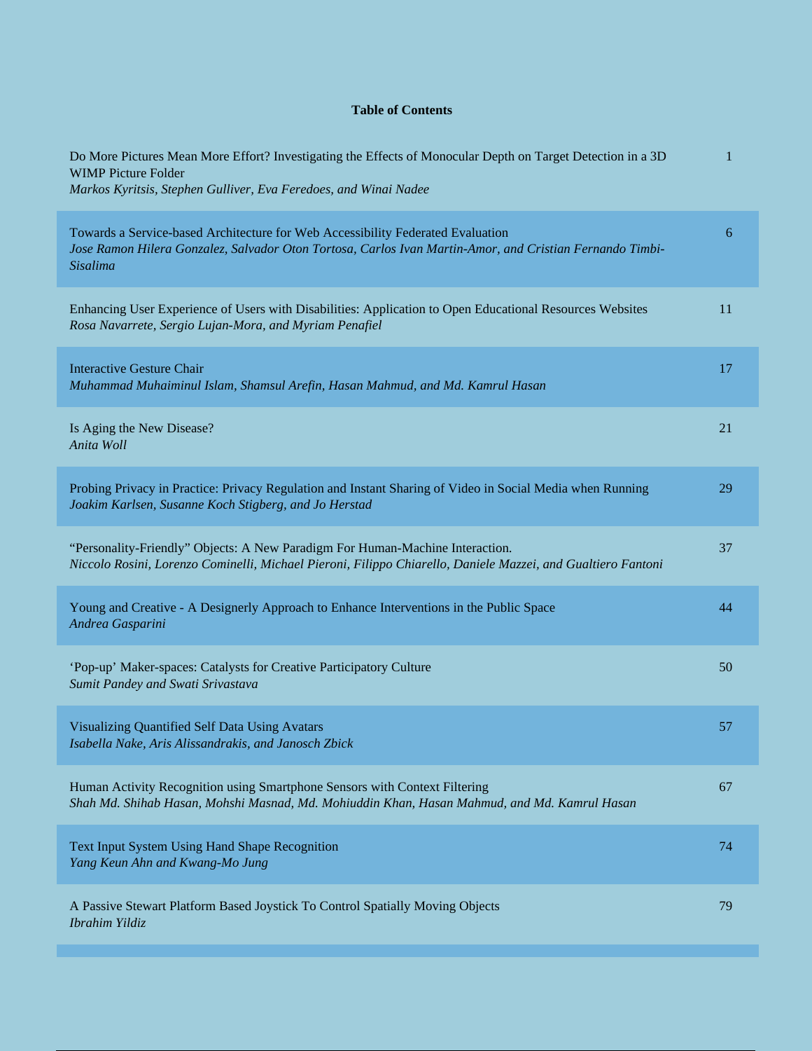**Table of Contents**

| | |
|---|---|
| Do More Pictures Mean More Effort? Investigating the Effects of Monocular Depth on Target Detection in a 3D WIMP Picture Folder<br>*Markos Kyritsis, Stephen Gulliver, Eva Feredoes, and Winai Nadee* | 1 |
| Towards a Service-based Architecture for Web Accessibility Federated Evaluation<br>*Jose Ramon Hilera Gonzalez, Salvador Oton Tortosa, Carlos Ivan Martin-Amor, and Cristian Fernando Timbi-Sisalima* | 6 |
| Enhancing User Experience of Users with Disabilities: Application to Open Educational Resources Websites<br>*Rosa Navarrete, Sergio Lujan-Mora, and Myriam Penafiel* | 11 |
| Interactive Gesture Chair<br>*Muhammad Muhaiminul Islam, Shamsul Arefin, Hasan Mahmud, and Md. Kamrul Hasan* | 17 |
| Is Aging the New Disease?<br>*Anita Woll* | 21 |
| Probing Privacy in Practice: Privacy Regulation and Instant Sharing of Video in Social Media when Running<br>*Joakim Karlsen, Susanne Koch Stigberg, and Jo Herstad* | 29 |
| "Personality-Friendly" Objects: A New Paradigm For Human-Machine Interaction.<br>*Niccolo Rosini, Lorenzo Cominelli, Michael Pieroni, Filippo Chiarello, Daniele Mazzei, and Gualtiero Fantoni* | 37 |
| Young and Creative - A Designerly Approach to Enhance Interventions in the Public Space<br>*Andrea Gasparini* | 44 |
| 'Pop-up' Maker-spaces: Catalysts for Creative Participatory Culture<br>*Sumit Pandey and Swati Srivastava* | 50 |
| Visualizing Quantified Self Data Using Avatars<br>*Isabella Nake, Aris Alissandrakis, and Janosch Zbick* | 57 |
| Human Activity Recognition using Smartphone Sensors with Context Filtering<br>*Shah Md. Shihab Hasan, Mohshi Masnad, Md. Mohiuddin Khan, Hasan Mahmud, and Md. Kamrul Hasan* | 67 |
| Text Input System Using Hand Shape Recognition<br>*Yang Keun Ahn and Kwang-Mo Jung* | 74 |
| A Passive Stewart Platform Based Joystick To Control Spatially Moving Objects<br>*Ibrahim Yildiz* | 79 |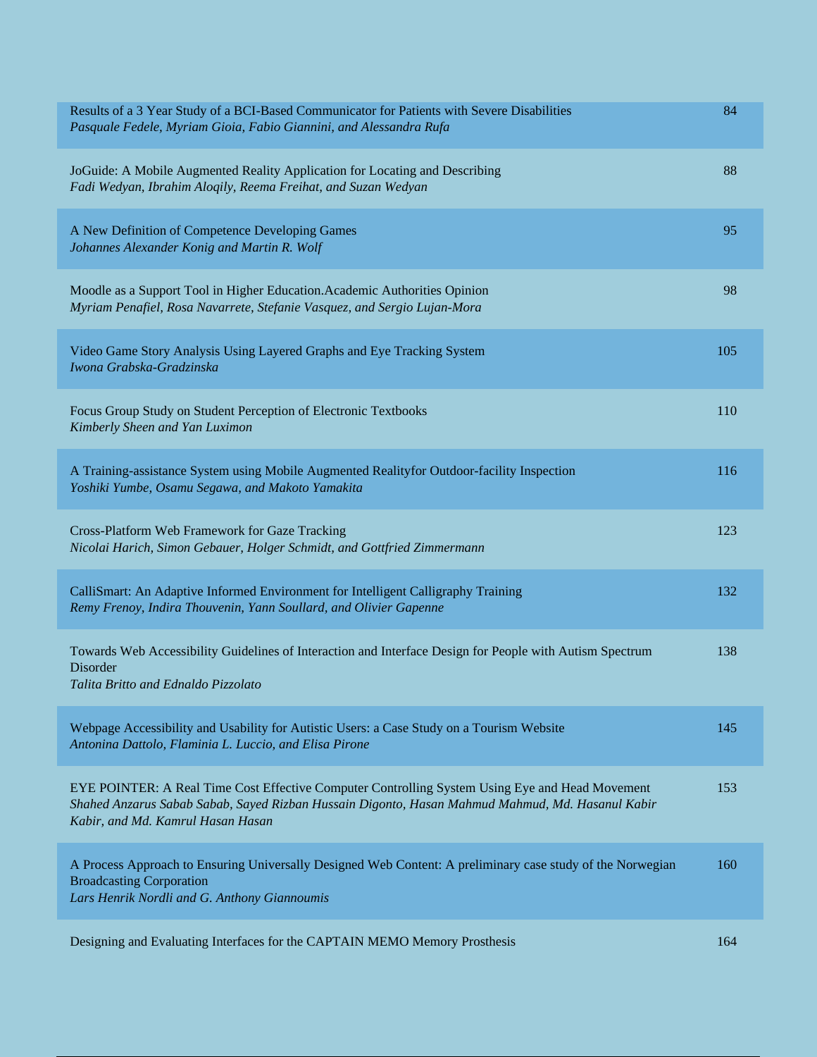| Title / Authors | Page |
| --- | --- |
| Results of a 3 Year Study of a BCI-Based Communicator for Patients with Severe Disabilities<br>*Pasquale Fedele, Myriam Gioia, Fabio Giannini, and Alessandra Rufa* | 84 |
| JoGuide: A Mobile Augmented Reality Application for Locating and Describing<br>*Fadi Wedyan, Ibrahim Aloqily, Reema Freihat, and Suzan Wedyan* | 88 |
| A New Definition of Competence Developing Games<br>*Johannes Alexander Konig and Martin R. Wolf* | 95 |
| Moodle as a Support Tool in Higher Education.Academic Authorities Opinion<br>*Myriam Penafiel, Rosa Navarrete, Stefanie Vasquez, and Sergio Lujan-Mora* | 98 |
| Video Game Story Analysis Using Layered Graphs and Eye Tracking System<br>*Iwona Grabska-Gradzinska* | 105 |
| Focus Group Study on Student Perception of Electronic Textbooks<br>*Kimberly Sheen and Yan Luximon* | 110 |
| A Training-assistance System using Mobile Augmented Realityfor Outdoor-facility Inspection<br>*Yoshiki Yumbe, Osamu Segawa, and Makoto Yamakita* | 116 |
| Cross-Platform Web Framework for Gaze Tracking<br>*Nicolai Harich, Simon Gebauer, Holger Schmidt, and Gottfried Zimmermann* | 123 |
| CalliSmart: An Adaptive Informed Environment for Intelligent Calligraphy Training<br>*Remy Frenoy, Indira Thouvenin, Yann Soullard, and Olivier Gapenne* | 132 |
| Towards Web Accessibility Guidelines of Interaction and Interface Design for People with Autism Spectrum Disorder<br>*Talita Britto and Ednaldo Pizzolato* | 138 |
| Webpage Accessibility and Usability for Autistic Users: a Case Study on a Tourism Website<br>*Antonina Dattolo, Flaminia L. Luccio, and Elisa Pirone* | 145 |
| EYE POINTER: A Real Time Cost Effective Computer Controlling System Using Eye and Head Movement<br>*Shahed Anzarus Sabab Sabab, Sayed Rizban Hussain Digonto, Hasan Mahmud Mahmud, Md. Hasanul Kabir Kabir, and Md. Kamrul Hasan Hasan* | 153 |
| A Process Approach to Ensuring Universally Designed Web Content: A preliminary case study of the Norwegian Broadcasting Corporation<br>*Lars Henrik Nordli and G. Anthony Giannoumis* | 160 |
| Designing and Evaluating Interfaces for the CAPTAIN MEMO Memory Prosthesis | 164 |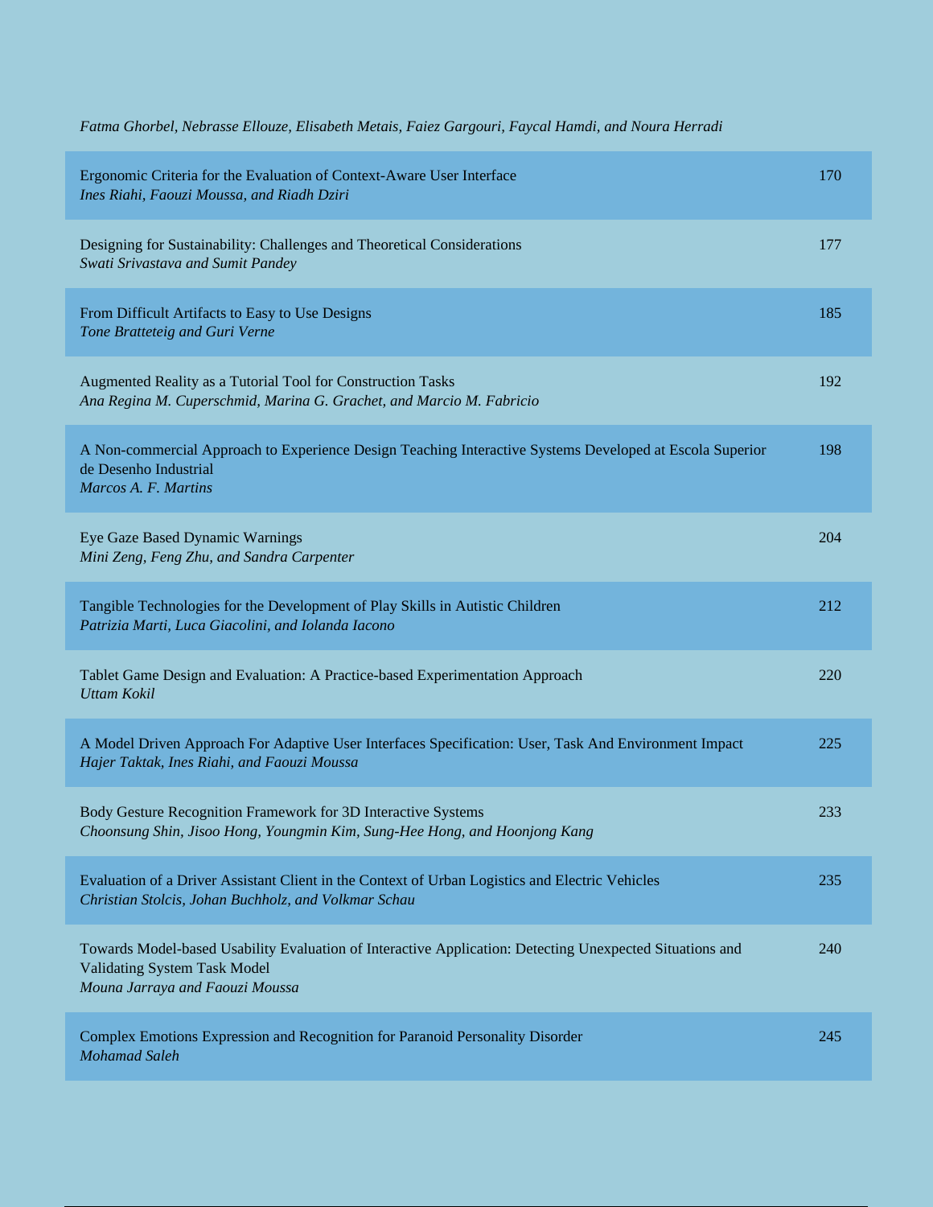*Fatma Ghorbel, Nebrasse Ellouze, Elisabeth Metais, Faiez Gargouri, Faycal Hamdi, and Noura Herradi*

| | |
|---|---|
| Ergonomic Criteria for the Evaluation of Context-Aware User Interface<br>*Ines Riahi, Faouzi Moussa, and Riadh Dziri* | 170 |
| Designing for Sustainability: Challenges and Theoretical Considerations<br>*Swati Srivastava and Sumit Pandey* | 177 |
| From Difficult Artifacts to Easy to Use Designs<br>*Tone Bratteteig and Guri Verne* | 185 |
| Augmented Reality as a Tutorial Tool for Construction Tasks<br>*Ana Regina M. Cuperschmid, Marina G. Grachet, and Marcio M. Fabricio* | 192 |
| A Non-commercial Approach to Experience Design Teaching Interactive Systems Developed at Escola Superior de Desenho Industrial<br>*Marcos A. F. Martins* | 198 |
| Eye Gaze Based Dynamic Warnings<br>*Mini Zeng, Feng Zhu, and Sandra Carpenter* | 204 |
| Tangible Technologies for the Development of Play Skills in Autistic Children<br>*Patrizia Marti, Luca Giacolini, and Iolanda Iacono* | 212 |
| Tablet Game Design and Evaluation: A Practice-based Experimentation Approach<br>*Uttam Kokil* | 220 |
| A Model Driven Approach For Adaptive User Interfaces Specification: User, Task And Environment Impact<br>*Hajer Taktak, Ines Riahi, and Faouzi Moussa* | 225 |
| Body Gesture Recognition Framework for 3D Interactive Systems<br>*Choonsung Shin, Jisoo Hong, Youngmin Kim, Sung-Hee Hong, and Hoonjong Kang* | 233 |
| Evaluation of a Driver Assistant Client in the Context of Urban Logistics and Electric Vehicles<br>*Christian Stolcis, Johan Buchholz, and Volkmar Schau* | 235 |
| Towards Model-based Usability Evaluation of Interactive Application: Detecting Unexpected Situations and Validating System Task Model<br>*Mouna Jarraya and Faouzi Moussa* | 240 |
| Complex Emotions Expression and Recognition for Paranoid Personality Disorder<br>*Mohamad Saleh* | 245 |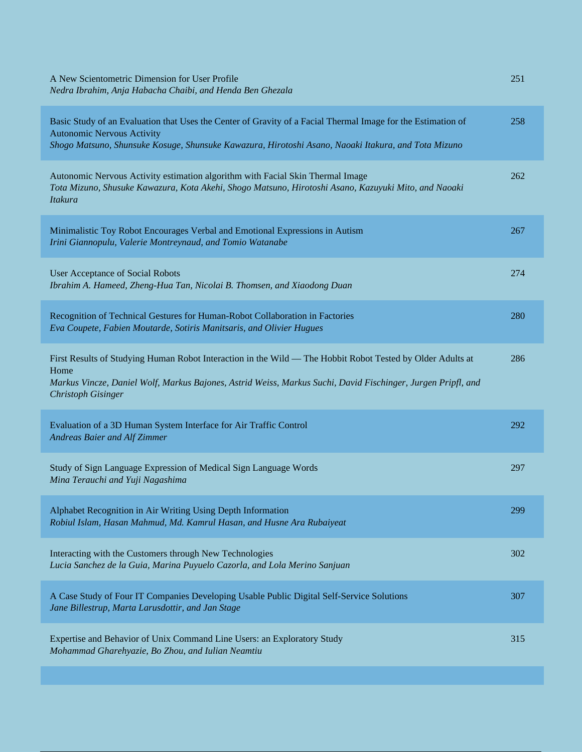| | |
|---|---|
| A New Scientometric Dimension for User Profile<br>*Nedra Ibrahim, Anja Habacha Chaibi, and Henda Ben Ghezala* | 251 |
| Basic Study of an Evaluation that Uses the Center of Gravity of a Facial Thermal Image for the Estimation of Autonomic Nervous Activity<br>*Shogo Matsuno, Shunsuke Kosuge, Shunsuke Kawazura, Hirotoshi Asano, Naoaki Itakura, and Tota Mizuno* | 258 |
| Autonomic Nervous Activity estimation algorithm with Facial Skin Thermal Image<br>*Tota Mizuno, Shusuke Kawazura, Kota Akehi, Shogo Matsuno, Hirotoshi Asano, Kazuyuki Mito, and Naoaki Itakura* | 262 |
| Minimalistic Toy Robot Encourages Verbal and Emotional Expressions in Autism<br>*Irini Giannopulu, Valerie Montreynaud, and Tomio Watanabe* | 267 |
| User Acceptance of Social Robots<br>*Ibrahim A. Hameed, Zheng-Hua Tan, Nicolai B. Thomsen, and Xiaodong Duan* | 274 |
| Recognition of Technical Gestures for Human-Robot Collaboration in Factories<br>*Eva Coupete, Fabien Moutarde, Sotiris Manitsaris, and Olivier Hugues* | 280 |
| First Results of Studying Human Robot Interaction in the Wild — The Hobbit Robot Tested by Older Adults at Home<br>*Markus Vincze, Daniel Wolf, Markus Bajones, Astrid Weiss, Markus Suchi, David Fischinger, Jurgen Pripfl, and Christoph Gisinger* | 286 |
| Evaluation of a 3D Human System Interface for Air Traffic Control<br>*Andreas Baier and Alf Zimmer* | 292 |
| Study of Sign Language Expression of Medical Sign Language Words<br>*Mina Terauchi and Yuji Nagashima* | 297 |
| Alphabet Recognition in Air Writing Using Depth Information<br>*Robiul Islam, Hasan Mahmud, Md. Kamrul Hasan, and Husne Ara Rubaiyeat* | 299 |
| Interacting with the Customers through New Technologies<br>*Lucia Sanchez de la Guia, Marina Puyuelo Cazorla, and Lola Merino Sanjuan* | 302 |
| A Case Study of Four IT Companies Developing Usable Public Digital Self-Service Solutions<br>*Jane Billestrup, Marta Larusdottir, and Jan Stage* | 307 |
| Expertise and Behavior of Unix Command Line Users: an Exploratory Study<br>*Mohammad Gharehyazie, Bo Zhou, and Iulian Neamtiu* | 315 |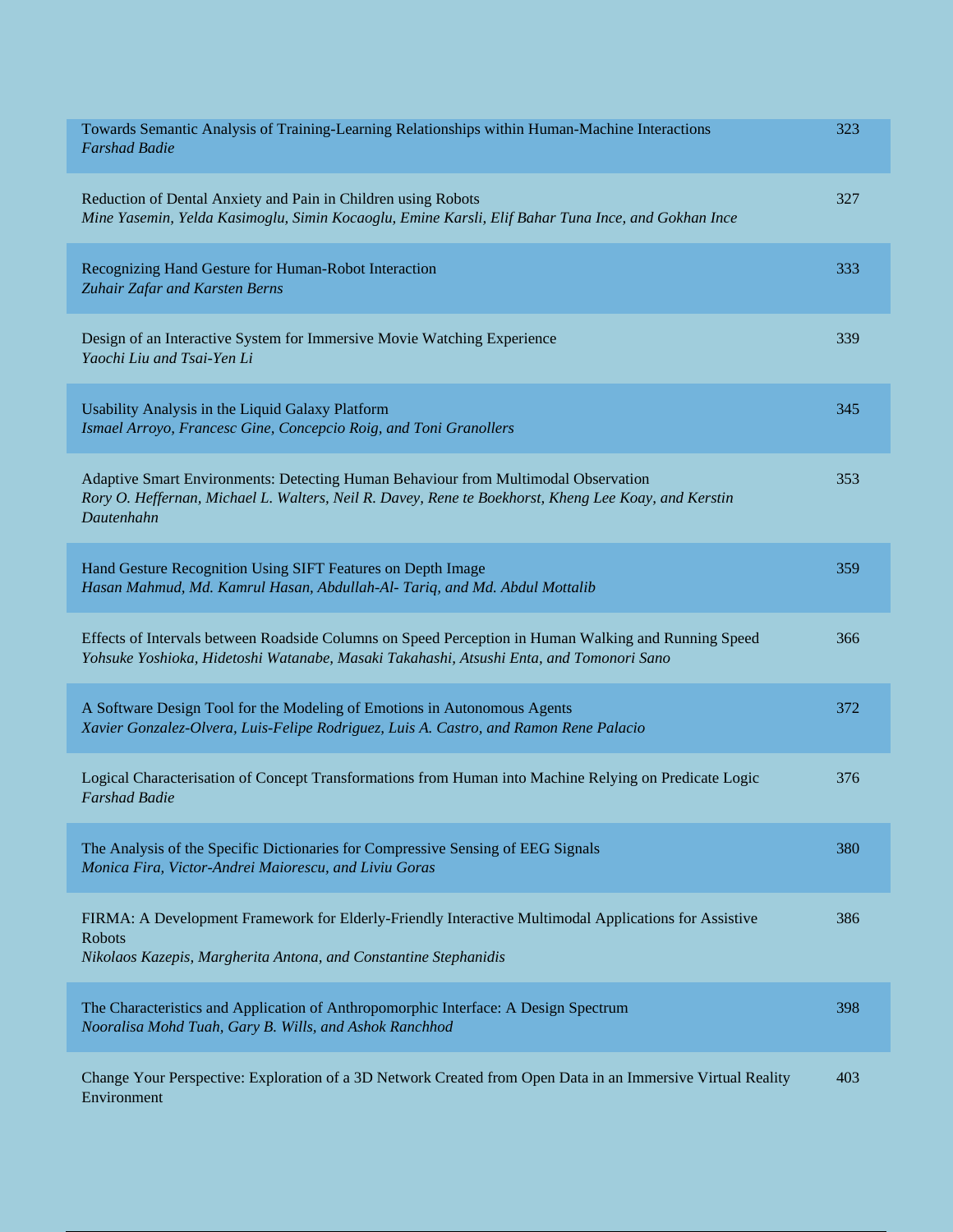Towards Semantic Analysis of Training-Learning Relationships within Human-Machine Interactions — 323
*Farshad Badie*

Reduction of Dental Anxiety and Pain in Children using Robots — 327
*Mine Yasemin, Yelda Kasimoglu, Simin Kocaoglu, Emine Karsli, Elif Bahar Tuna Ince, and Gokhan Ince*

Recognizing Hand Gesture for Human-Robot Interaction — 333
*Zuhair Zafar and Karsten Berns*

Design of an Interactive System for Immersive Movie Watching Experience — 339
*Yaochi Liu and Tsai-Yen Li*

Usability Analysis in the Liquid Galaxy Platform — 345
*Ismael Arroyo, Francesc Gine, Concepcio Roig, and Toni Granollers*

Adaptive Smart Environments: Detecting Human Behaviour from Multimodal Observation — 353
*Rory O. Heffernan, Michael L. Walters, Neil R. Davey, Rene te Boekhorst, Kheng Lee Koay, and Kerstin Dautenhahn*

Hand Gesture Recognition Using SIFT Features on Depth Image — 359
*Hasan Mahmud, Md. Kamrul Hasan, Abdullah-Al- Tariq, and Md. Abdul Mottalib*

Effects of Intervals between Roadside Columns on Speed Perception in Human Walking and Running Speed — 366
*Yohsuke Yoshioka, Hidetoshi Watanabe, Masaki Takahashi, Atsushi Enta, and Tomonori Sano*

A Software Design Tool for the Modeling of Emotions in Autonomous Agents — 372
*Xavier Gonzalez-Olvera, Luis-Felipe Rodriguez, Luis A. Castro, and Ramon Rene Palacio*

Logical Characterisation of Concept Transformations from Human into Machine Relying on Predicate Logic — 376
*Farshad Badie*

The Analysis of the Specific Dictionaries for Compressive Sensing of EEG Signals — 380
*Monica Fira, Victor-Andrei Maiorescu, and Liviu Goras*

FIRMA: A Development Framework for Elderly-Friendly Interactive Multimodal Applications for Assistive Robots — 386
*Nikolaos Kazepis, Margherita Antona, and Constantine Stephanidis*

The Characteristics and Application of Anthropomorphic Interface: A Design Spectrum — 398
*Nooralisa Mohd Tuah, Gary B. Wills, and Ashok Ranchhod*

Change Your Perspective: Exploration of a 3D Network Created from Open Data in an Immersive Virtual Reality Environment — 403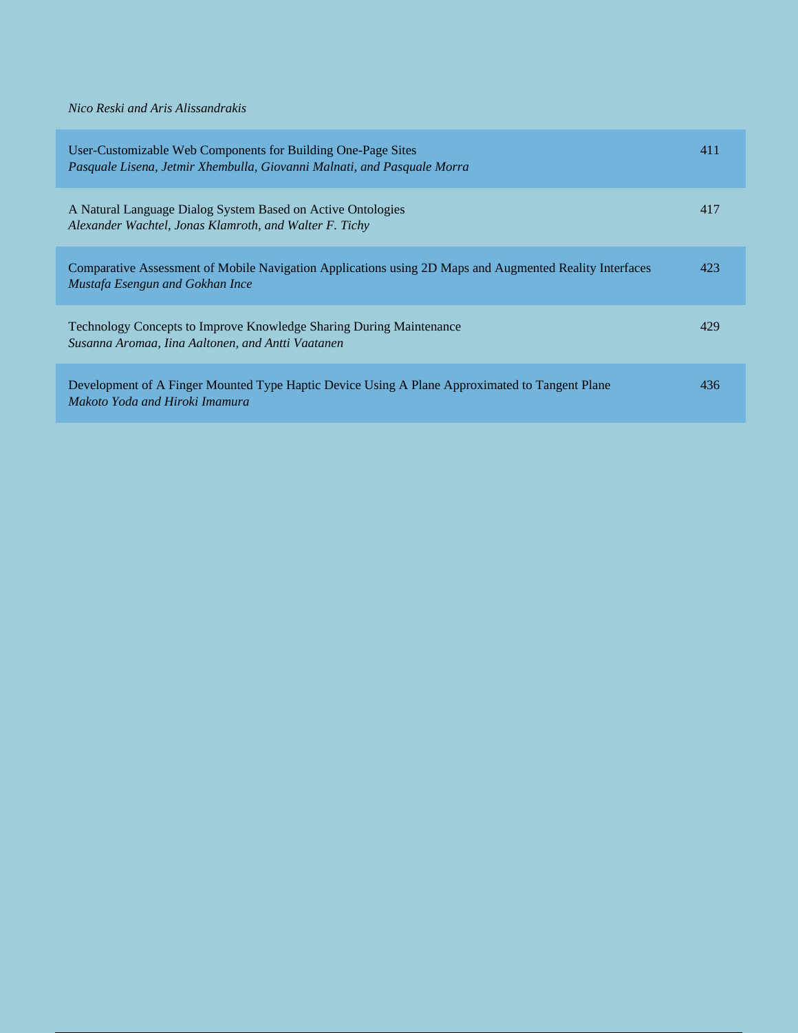*Nico Reski and Aris Alissandrakis*

| | |
|---|---|
| User-Customizable Web Components for Building One-Page Sites<br>*Pasquale Lisena, Jetmir Xhembulla, Giovanni Malnati, and Pasquale Morra* | 411 |
| A Natural Language Dialog System Based on Active Ontologies<br>*Alexander Wachtel, Jonas Klamroth, and Walter F. Tichy* | 417 |
| Comparative Assessment of Mobile Navigation Applications using 2D Maps and Augmented Reality Interfaces<br>*Mustafa Esengun and Gokhan Ince* | 423 |
| Technology Concepts to Improve Knowledge Sharing During Maintenance<br>*Susanna Aromaa, Iina Aaltonen, and Antti Vaatanen* | 429 |
| Development of A Finger Mounted Type Haptic Device Using A Plane Approximated to Tangent Plane<br>*Makoto Yoda and Hiroki Imamura* | 436 |